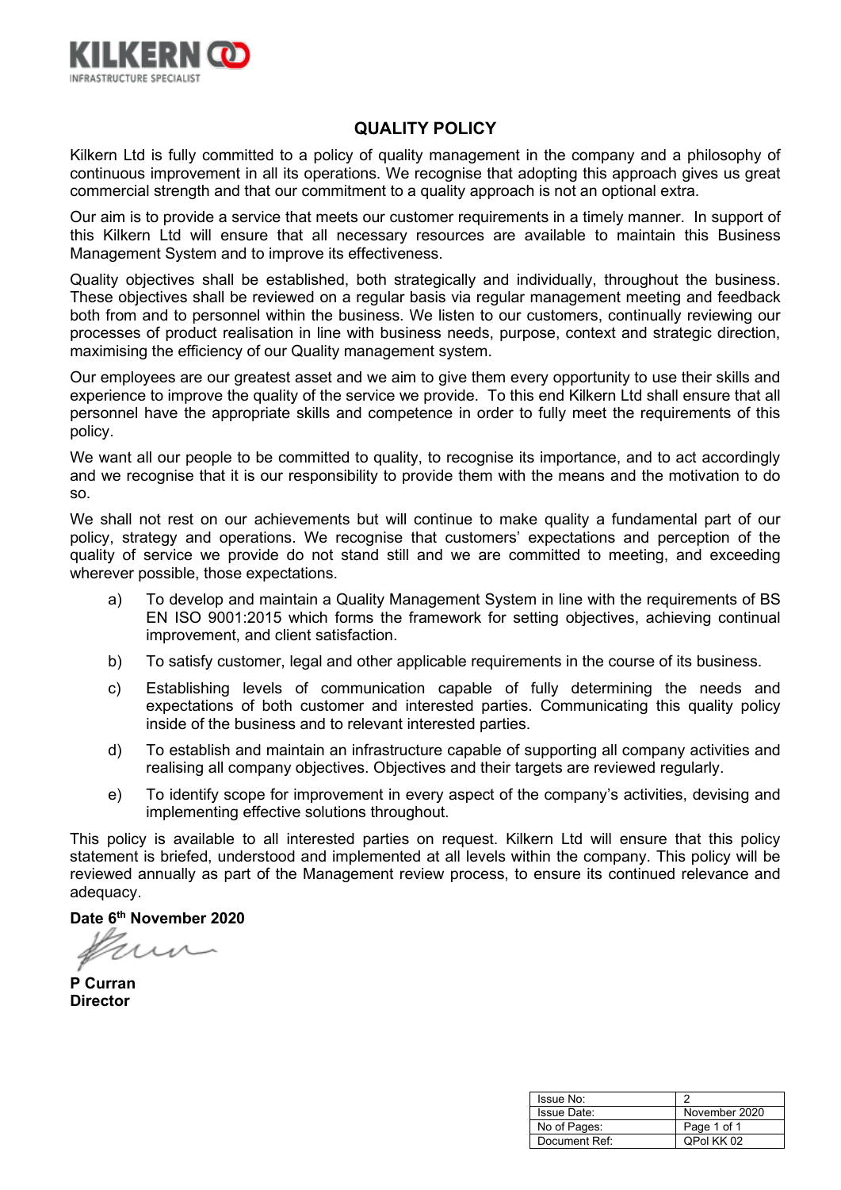KILKERN
INFRASTRUCTURE SPECIALIST

# QUALITY POLICY

Kilkern Ltd is fully committed to a policy of quality management in the company and a philosophy of continuous improvement in all its operations. We recognise that adopting this approach gives us great commercial strength and that our commitment to a quality approach is not an optional extra.

Our aim is to provide a service that meets our customer requirements in a timely manner. In support of this Kilkern Ltd will ensure that all necessary resources are available to maintain this Business Management System and to improve its effectiveness.

Quality objectives shall be established, both strategically and individually, throughout the business. These objectives shall be reviewed on a regular basis via regular management meeting and feedback both from and to personnel within the business. We listen to our customers, continually reviewing our processes of product realisation in line with business needs, purpose, context and strategic direction, maximising the efficiency of our Quality management system.

Our employees are our greatest asset and we aim to give them every opportunity to use their skills and experience to improve the quality of the service we provide. To this end Kilkern Ltd shall ensure that all personnel have the appropriate skills and competence in order to fully meet the requirements of this policy.

We want all our people to be committed to quality, to recognise its importance, and to act accordingly and we recognise that it is our responsibility to provide them with the means and the motivation to do so.

We shall not rest on our achievements but will continue to make quality a fundamental part of our policy, strategy and operations. We recognise that customers' expectations and perception of the quality of service we provide do not stand still and we are committed to meeting, and exceeding wherever possible, those expectations.

a) To develop and maintain a Quality Management System in line with the requirements of BS EN ISO 9001:2015 which forms the framework for setting objectives, achieving continual improvement, and client satisfaction.

b) To satisfy customer, legal and other applicable requirements in the course of its business.

c) Establishing levels of communication capable of fully determining the needs and expectations of both customer and interested parties. Communicating this quality policy inside of the business and to relevant interested parties.

d) To establish and maintain an infrastructure capable of supporting all company activities and realising all company objectives. Objectives and their targets are reviewed regularly.

e) To identify scope for improvement in every aspect of the company's activities, devising and implementing effective solutions throughout.

This policy is available to all interested parties on request. Kilkern Ltd will ensure that this policy statement is briefed, understood and implemented at all levels within the company. This policy will be reviewed annually as part of the Management review process, to ensure its continued relevance and adequacy.

**Date 6th November 2020**

**P Curran**
**Director**

| Issue No: | 2 |
| --- | --- |
| Issue Date: | November 2020 |
| No of Pages: | Page 1 of 1 |
| Document Ref: | QPol KK 02 |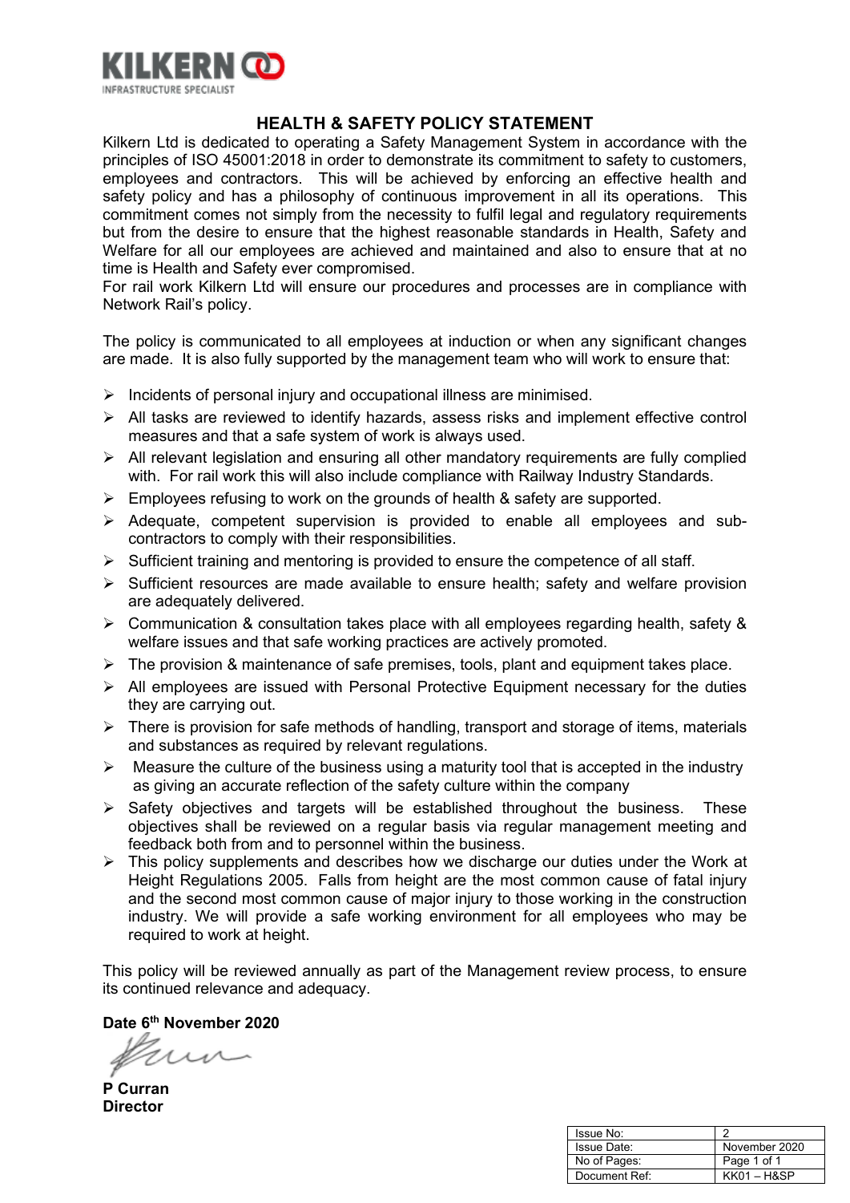KILKERN
INFRASTRUCTURE SPECIALIST

## HEALTH & SAFETY POLICY STATEMENT

Kilkern Ltd is dedicated to operating a Safety Management System in accordance with the principles of ISO 45001:2018 in order to demonstrate its commitment to safety to customers, employees and contractors. This will be achieved by enforcing an effective health and safety policy and has a philosophy of continuous improvement in all its operations. This commitment comes not simply from the necessity to fulfil legal and regulatory requirements but from the desire to ensure that the highest reasonable standards in Health, Safety and Welfare for all our employees are achieved and maintained and also to ensure that at no time is Health and Safety ever compromised.
For rail work Kilkern Ltd will ensure our procedures and processes are in compliance with Network Rail's policy.

The policy is communicated to all employees at induction or when any significant changes are made. It is also fully supported by the management team who will work to ensure that:

- Incidents of personal injury and occupational illness are minimised.
- All tasks are reviewed to identify hazards, assess risks and implement effective control measures and that a safe system of work is always used.
- All relevant legislation and ensuring all other mandatory requirements are fully complied with. For rail work this will also include compliance with Railway Industry Standards.
- Employees refusing to work on the grounds of health & safety are supported.
- Adequate, competent supervision is provided to enable all employees and sub-contractors to comply with their responsibilities.
- Sufficient training and mentoring is provided to ensure the competence of all staff.
- Sufficient resources are made available to ensure health; safety and welfare provision are adequately delivered.
- Communication & consultation takes place with all employees regarding health, safety & welfare issues and that safe working practices are actively promoted.
- The provision & maintenance of safe premises, tools, plant and equipment takes place.
- All employees are issued with Personal Protective Equipment necessary for the duties they are carrying out.
- There is provision for safe methods of handling, transport and storage of items, materials and substances as required by relevant regulations.
- Measure the culture of the business using a maturity tool that is accepted in the industry as giving an accurate reflection of the safety culture within the company
- Safety objectives and targets will be established throughout the business. These objectives shall be reviewed on a regular basis via regular management meeting and feedback both from and to personnel within the business.
- This policy supplements and describes how we discharge our duties under the Work at Height Regulations 2005. Falls from height are the most common cause of fatal injury and the second most common cause of major injury to those working in the construction industry. We will provide a safe working environment for all employees who may be required to work at height.

This policy will be reviewed annually as part of the Management review process, to ensure its continued relevance and adequacy.

**Date 6th November 2020**

**P Curran**
**Director**

| Issue No: | 2 |
|---|---|
| Issue Date: | November 2020 |
| No of Pages: | Page 1 of 1 |
| Document Ref: | KK01 – H&SP |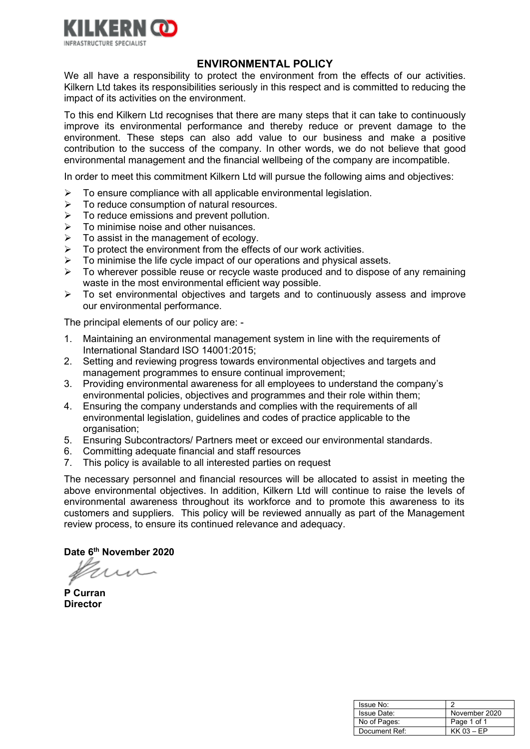KILKERN
INFRASTRUCTURE SPECIALIST

# ENVIRONMENTAL POLICY

We all have a responsibility to protect the environment from the effects of our activities. Kilkern Ltd takes its responsibilities seriously in this respect and is committed to reducing the impact of its activities on the environment.

To this end Kilkern Ltd recognises that there are many steps that it can take to continuously improve its environmental performance and thereby reduce or prevent damage to the environment. These steps can also add value to our business and make a positive contribution to the success of the company. In other words, we do not believe that good environmental management and the financial wellbeing of the company are incompatible.

In order to meet this commitment Kilkern Ltd will pursue the following aims and objectives:

- To ensure compliance with all applicable environmental legislation.
- To reduce consumption of natural resources.
- To reduce emissions and prevent pollution.
- To minimise noise and other nuisances.
- To assist in the management of ecology.
- To protect the environment from the effects of our work activities.
- To minimise the life cycle impact of our operations and physical assets.
- To wherever possible reuse or recycle waste produced and to dispose of any remaining waste in the most environmental efficient way possible.
- To set environmental objectives and targets and to continuously assess and improve our environmental performance.

The principal elements of our policy are: -

1. Maintaining an environmental management system in line with the requirements of International Standard ISO 14001:2015;
2. Setting and reviewing progress towards environmental objectives and targets and management programmes to ensure continual improvement;
3. Providing environmental awareness for all employees to understand the company's environmental policies, objectives and programmes and their role within them;
4. Ensuring the company understands and complies with the requirements of all environmental legislation, guidelines and codes of practice applicable to the organisation;
5. Ensuring Subcontractors/ Partners meet or exceed our environmental standards.
6. Committing adequate financial and staff resources
7. This policy is available to all interested parties on request

The necessary personnel and financial resources will be allocated to assist in meeting the above environmental objectives. In addition, Kilkern Ltd will continue to raise the levels of environmental awareness throughout its workforce and to promote this awareness to its customers and suppliers. This policy will be reviewed annually as part of the Management review process, to ensure its continued relevance and adequacy.

**Date 6th November 2020**

**P Curran**
**Director**

| Issue No: | 2 |
| --- | --- |
| Issue Date: | November 2020 |
| No of Pages: | Page 1 of 1 |
| Document Ref: | KK 03 – EP |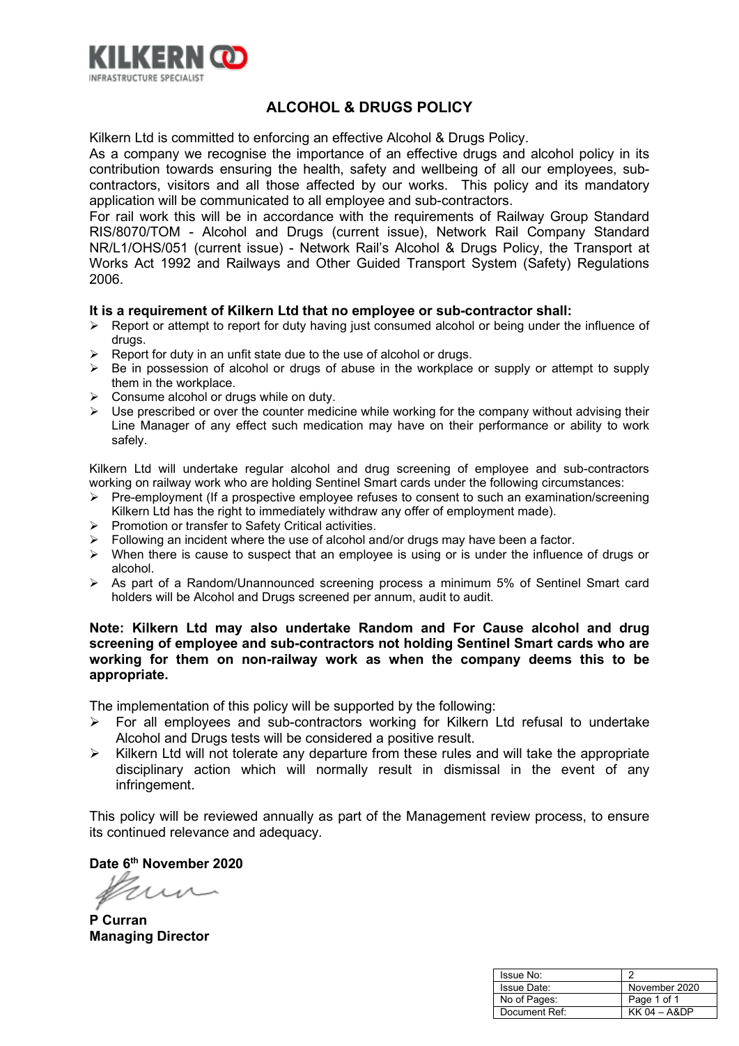KILKERN
INFRASTRUCTURE SPECIALIST

# ALCOHOL & DRUGS POLICY

Kilkern Ltd is committed to enforcing an effective Alcohol & Drugs Policy.
As a company we recognise the importance of an effective drugs and alcohol policy in its contribution towards ensuring the health, safety and wellbeing of all our employees, sub-contractors, visitors and all those affected by our works. This policy and its mandatory application will be communicated to all employee and sub-contractors.
For rail work this will be in accordance with the requirements of Railway Group Standard RIS/8070/TOM - Alcohol and Drugs (current issue), Network Rail Company Standard NR/L1/OHS/051 (current issue) - Network Rail's Alcohol & Drugs Policy, the Transport at Works Act 1992 and Railways and Other Guided Transport System (Safety) Regulations 2006.

**It is a requirement of Kilkern Ltd that no employee or sub-contractor shall:**

- Report or attempt to report for duty having just consumed alcohol or being under the influence of drugs.
- Report for duty in an unfit state due to the use of alcohol or drugs.
- Be in possession of alcohol or drugs of abuse in the workplace or supply or attempt to supply them in the workplace.
- Consume alcohol or drugs while on duty.
- Use prescribed or over the counter medicine while working for the company without advising their Line Manager of any effect such medication may have on their performance or ability to work safely.

Kilkern Ltd will undertake regular alcohol and drug screening of employee and sub-contractors working on railway work who are holding Sentinel Smart cards under the following circumstances:

- Pre-employment (If a prospective employee refuses to consent to such an examination/screening Kilkern Ltd has the right to immediately withdraw any offer of employment made).
- Promotion or transfer to Safety Critical activities.
- Following an incident where the use of alcohol and/or drugs may have been a factor.
- When there is cause to suspect that an employee is using or is under the influence of drugs or alcohol.
- As part of a Random/Unannounced screening process a minimum 5% of Sentinel Smart card holders will be Alcohol and Drugs screened per annum, audit to audit.

**Note: Kilkern Ltd may also undertake Random and For Cause alcohol and drug screening of employee and sub-contractors not holding Sentinel Smart cards who are working for them on non-railway work as when the company deems this to be appropriate.**

The implementation of this policy will be supported by the following:

- For all employees and sub-contractors working for Kilkern Ltd refusal to undertake Alcohol and Drugs tests will be considered a positive result.
- Kilkern Ltd will not tolerate any departure from these rules and will take the appropriate disciplinary action which will normally result in dismissal in the event of any infringement.

This policy will be reviewed annually as part of the Management review process, to ensure its continued relevance and adequacy.

**Date 6th November 2020**

**P Curran**
**Managing Director**

| Issue No: | 2 |
|---|---|
| Issue Date: | November 2020 |
| No of Pages: | Page 1 of 1 |
| Document Ref: | KK 04 – A&DP |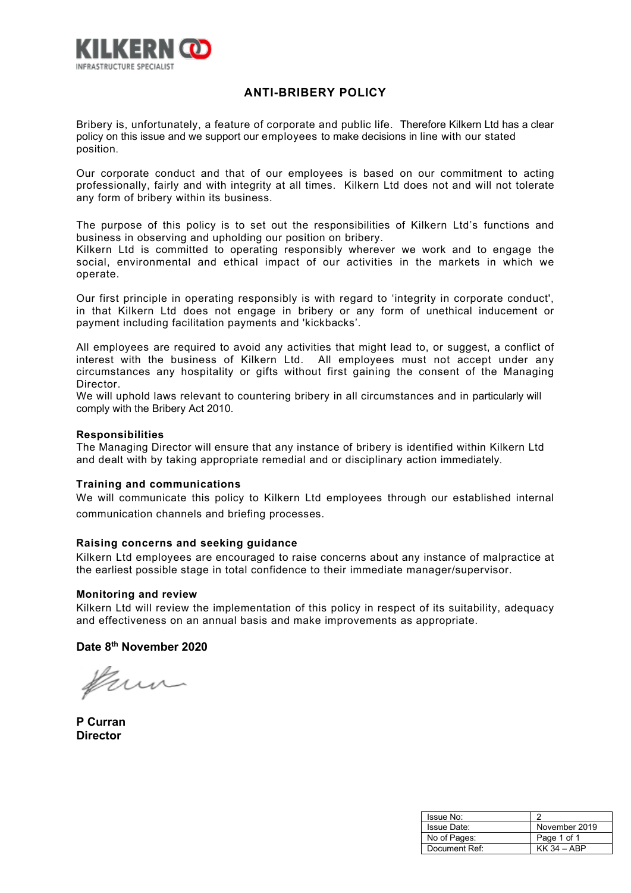KILKERN
INFRASTRUCTURE SPECIALIST

# ANTI-BRIBERY POLICY

Bribery is, unfortunately, a feature of corporate and public life. Therefore Kilkern Ltd has a clear policy on this issue and we support our employees to make decisions in line with our stated position.

Our corporate conduct and that of our employees is based on our commitment to acting professionally, fairly and with integrity at all times. Kilkern Ltd does not and will not tolerate any form of bribery within its business.

The purpose of this policy is to set out the responsibilities of Kilkern Ltd's functions and business in observing and upholding our position on bribery.
Kilkern Ltd is committed to operating responsibly wherever we work and to engage the social, environmental and ethical impact of our activities in the markets in which we operate.

Our first principle in operating responsibly is with regard to 'integrity in corporate conduct', in that Kilkern Ltd does not engage in bribery or any form of unethical inducement or payment including facilitation payments and 'kickbacks'.

All employees are required to avoid any activities that might lead to, or suggest, a conflict of interest with the business of Kilkern Ltd. All employees must not accept under any circumstances any hospitality or gifts without first gaining the consent of the Managing Director.
We will uphold laws relevant to countering bribery in all circumstances and in particularly will comply with the Bribery Act 2010.

**Responsibilities**
The Managing Director will ensure that any instance of bribery is identified within Kilkern Ltd and dealt with by taking appropriate remedial and or disciplinary action immediately.

**Training and communications**
We will communicate this policy to Kilkern Ltd employees through our established internal communication channels and briefing processes.

**Raising concerns and seeking guidance**
Kilkern Ltd employees are encouraged to raise concerns about any instance of malpractice at the earliest possible stage in total confidence to their immediate manager/supervisor.

**Monitoring and review**
Kilkern Ltd will review the implementation of this policy in respect of its suitability, adequacy and effectiveness on an annual basis and make improvements as appropriate.

**Date 8th November 2020**

**P Curran**
**Director**

| Issue No: | 2 |
|---|---|
| Issue Date: | November 2019 |
| No of Pages: | Page 1 of 1 |
| Document Ref: | KK 34 – ABP |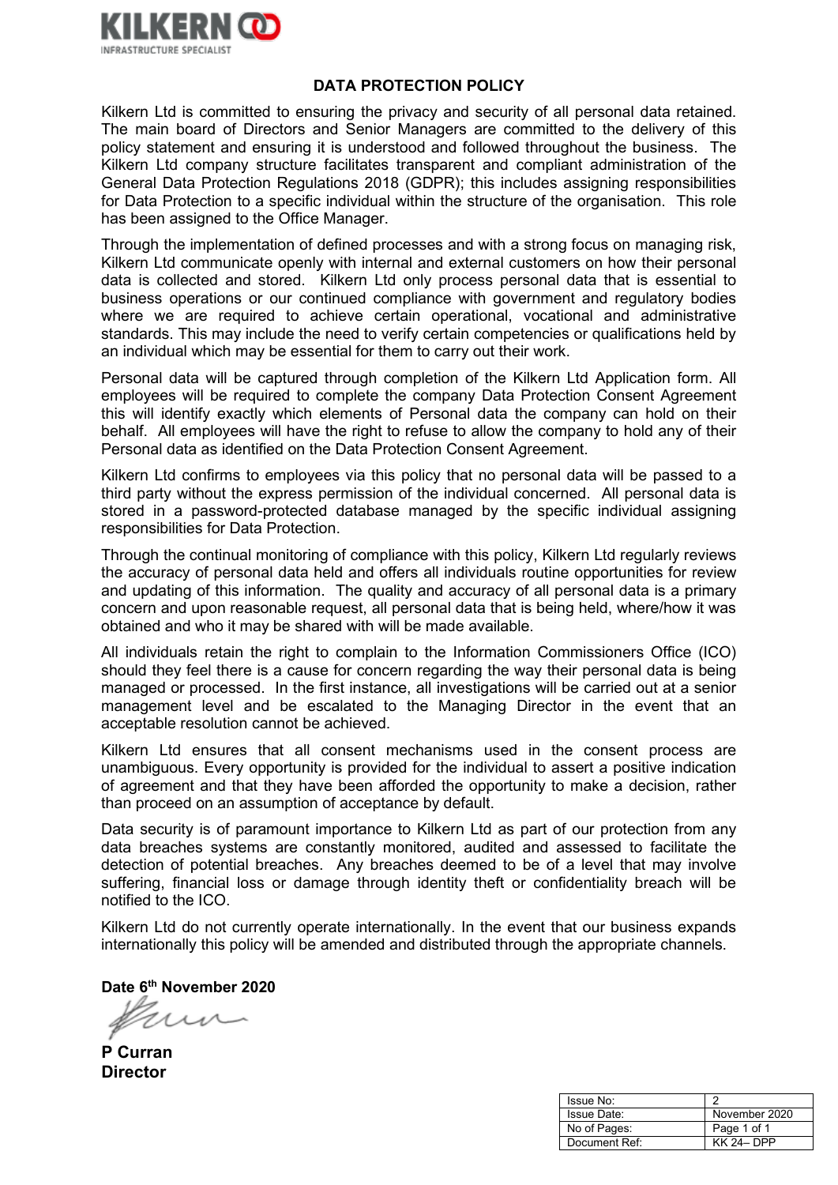KILKERN
INFRASTRUCTURE SPECIALIST

## DATA PROTECTION POLICY

Kilkern Ltd is committed to ensuring the privacy and security of all personal data retained. The main board of Directors and Senior Managers are committed to the delivery of this policy statement and ensuring it is understood and followed throughout the business. The Kilkern Ltd company structure facilitates transparent and compliant administration of the General Data Protection Regulations 2018 (GDPR); this includes assigning responsibilities for Data Protection to a specific individual within the structure of the organisation. This role has been assigned to the Office Manager.

Through the implementation of defined processes and with a strong focus on managing risk, Kilkern Ltd communicate openly with internal and external customers on how their personal data is collected and stored. Kilkern Ltd only process personal data that is essential to business operations or our continued compliance with government and regulatory bodies where we are required to achieve certain operational, vocational and administrative standards. This may include the need to verify certain competencies or qualifications held by an individual which may be essential for them to carry out their work.

Personal data will be captured through completion of the Kilkern Ltd Application form. All employees will be required to complete the company Data Protection Consent Agreement this will identify exactly which elements of Personal data the company can hold on their behalf. All employees will have the right to refuse to allow the company to hold any of their Personal data as identified on the Data Protection Consent Agreement.

Kilkern Ltd confirms to employees via this policy that no personal data will be passed to a third party without the express permission of the individual concerned. All personal data is stored in a password-protected database managed by the specific individual assigning responsibilities for Data Protection.

Through the continual monitoring of compliance with this policy, Kilkern Ltd regularly reviews the accuracy of personal data held and offers all individuals routine opportunities for review and updating of this information. The quality and accuracy of all personal data is a primary concern and upon reasonable request, all personal data that is being held, where/how it was obtained and who it may be shared with will be made available.

All individuals retain the right to complain to the Information Commissioners Office (ICO) should they feel there is a cause for concern regarding the way their personal data is being managed or processed. In the first instance, all investigations will be carried out at a senior management level and be escalated to the Managing Director in the event that an acceptable resolution cannot be achieved.

Kilkern Ltd ensures that all consent mechanisms used in the consent process are unambiguous. Every opportunity is provided for the individual to assert a positive indication of agreement and that they have been afforded the opportunity to make a decision, rather than proceed on an assumption of acceptance by default.

Data security is of paramount importance to Kilkern Ltd as part of our protection from any data breaches systems are constantly monitored, audited and assessed to facilitate the detection of potential breaches. Any breaches deemed to be of a level that may involve suffering, financial loss or damage through identity theft or confidentiality breach will be notified to the ICO.

Kilkern Ltd do not currently operate internationally. In the event that our business expands internationally this policy will be amended and distributed through the appropriate channels.

**Date 6th November 2020**

**P Curran**
**Director**

| Issue No: | 2 |
|---|---|
| Issue Date: | November 2020 |
| No of Pages: | Page 1 of 1 |
| Document Ref: | KK 24– DPP |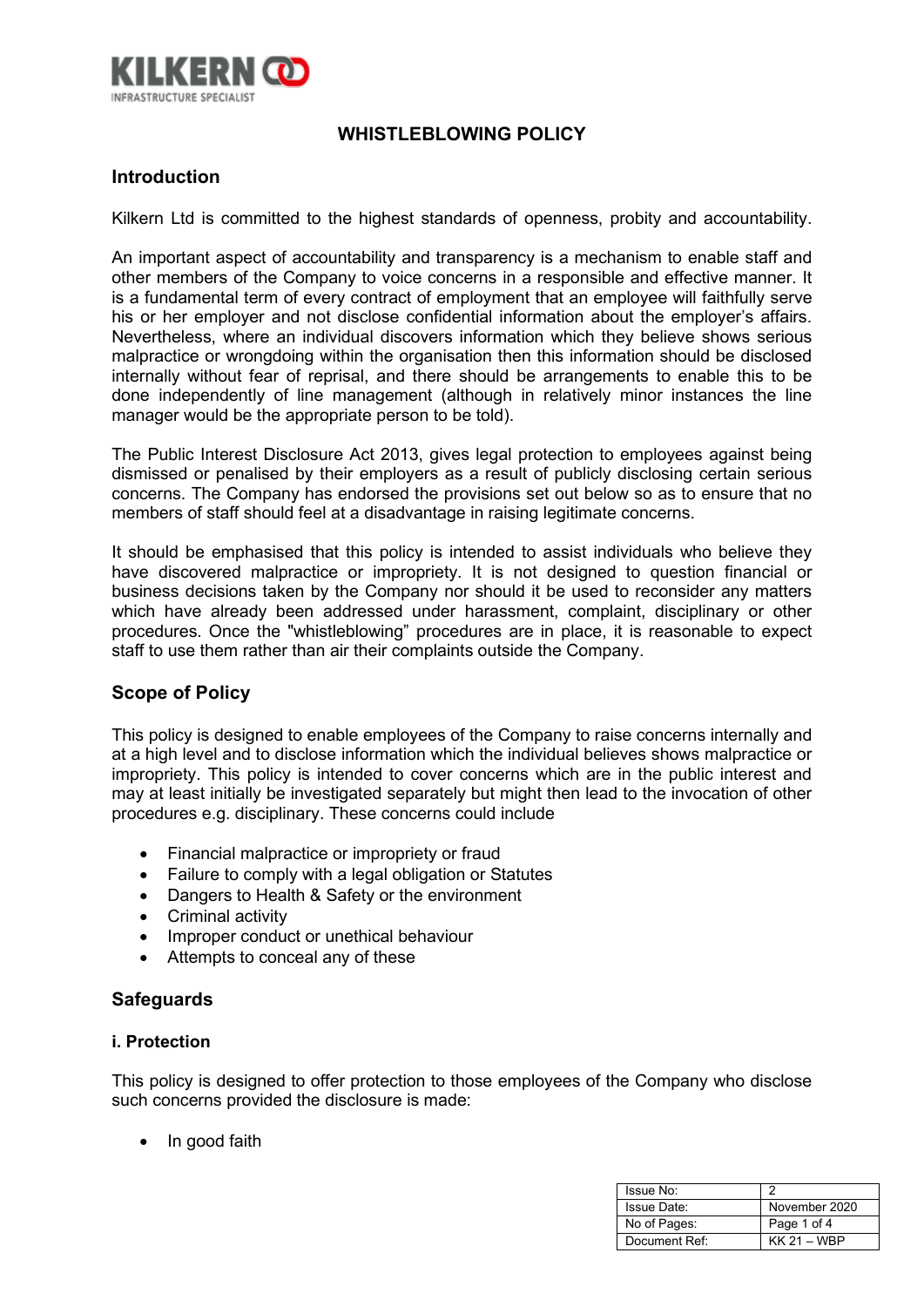# WHISTLEBLOWING POLICY

## Introduction

Kilkern Ltd is committed to the highest standards of openness, probity and accountability.

An important aspect of accountability and transparency is a mechanism to enable staff and other members of the Company to voice concerns in a responsible and effective manner. It is a fundamental term of every contract of employment that an employee will faithfully serve his or her employer and not disclose confidential information about the employer's affairs. Nevertheless, where an individual discovers information which they believe shows serious malpractice or wrongdoing within the organisation then this information should be disclosed internally without fear of reprisal, and there should be arrangements to enable this to be done independently of line management (although in relatively minor instances the line manager would be the appropriate person to be told).

The Public Interest Disclosure Act 2013, gives legal protection to employees against being dismissed or penalised by their employers as a result of publicly disclosing certain serious concerns. The Company has endorsed the provisions set out below so as to ensure that no members of staff should feel at a disadvantage in raising legitimate concerns.

It should be emphasised that this policy is intended to assist individuals who believe they have discovered malpractice or impropriety. It is not designed to question financial or business decisions taken by the Company nor should it be used to reconsider any matters which have already been addressed under harassment, complaint, disciplinary or other procedures. Once the "whistleblowing" procedures are in place, it is reasonable to expect staff to use them rather than air their complaints outside the Company.

## Scope of Policy

This policy is designed to enable employees of the Company to raise concerns internally and at a high level and to disclose information which the individual believes shows malpractice or impropriety. This policy is intended to cover concerns which are in the public interest and may at least initially be investigated separately but might then lead to the invocation of other procedures e.g. disciplinary. These concerns could include

- Financial malpractice or impropriety or fraud
- Failure to comply with a legal obligation or Statutes
- Dangers to Health & Safety or the environment
- Criminal activity
- Improper conduct or unethical behaviour
- Attempts to conceal any of these

## Safeguards

### i. Protection

This policy is designed to offer protection to those employees of the Company who disclose such concerns provided the disclosure is made:

- In good faith

| Issue No: | 2 |
|---|---|
| Issue Date: | November 2020 |
| No of Pages: | Page 1 of 4 |
| Document Ref: | KK 21 – WBP |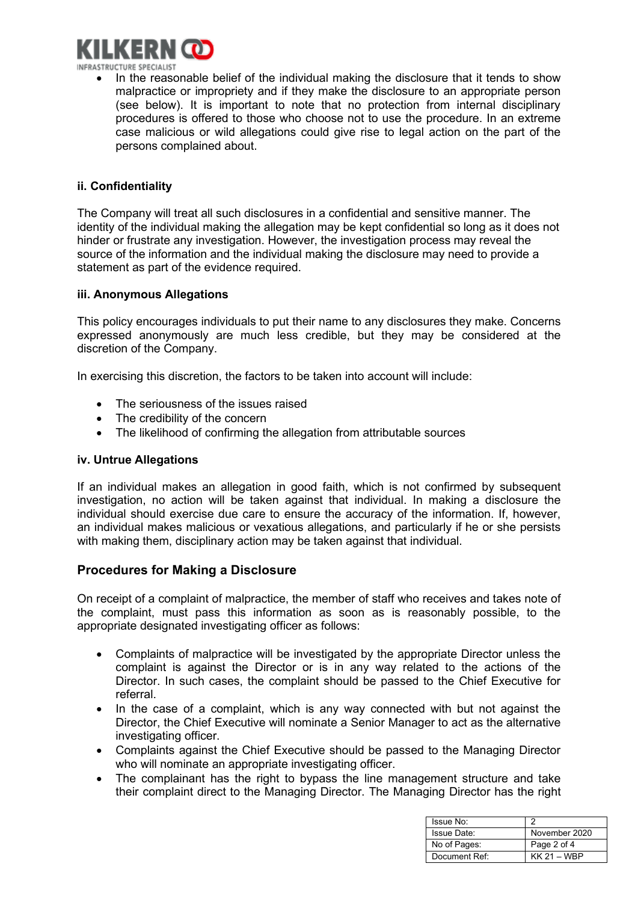- In the reasonable belief of the individual making the disclosure that it tends to show malpractice or impropriety and if they make the disclosure to an appropriate person (see below). It is important to note that no protection from internal disciplinary procedures is offered to those who choose not to use the procedure. In an extreme case malicious or wild allegations could give rise to legal action on the part of the persons complained about.

**ii. Confidentiality**

The Company will treat all such disclosures in a confidential and sensitive manner. The identity of the individual making the allegation may be kept confidential so long as it does not hinder or frustrate any investigation. However, the investigation process may reveal the source of the information and the individual making the disclosure may need to provide a statement as part of the evidence required.

**iii. Anonymous Allegations**

This policy encourages individuals to put their name to any disclosures they make. Concerns expressed anonymously are much less credible, but they may be considered at the discretion of the Company.

In exercising this discretion, the factors to be taken into account will include:

- The seriousness of the issues raised
- The credibility of the concern
- The likelihood of confirming the allegation from attributable sources

**iv. Untrue Allegations**

If an individual makes an allegation in good faith, which is not confirmed by subsequent investigation, no action will be taken against that individual. In making a disclosure the individual should exercise due care to ensure the accuracy of the information. If, however, an individual makes malicious or vexatious allegations, and particularly if he or she persists with making them, disciplinary action may be taken against that individual.

## Procedures for Making a Disclosure

On receipt of a complaint of malpractice, the member of staff who receives and takes note of the complaint, must pass this information as soon as is reasonably possible, to the appropriate designated investigating officer as follows:

- Complaints of malpractice will be investigated by the appropriate Director unless the complaint is against the Director or is in any way related to the actions of the Director. In such cases, the complaint should be passed to the Chief Executive for referral.
- In the case of a complaint, which is any way connected with but not against the Director, the Chief Executive will nominate a Senior Manager to act as the alternative investigating officer.
- Complaints against the Chief Executive should be passed to the Managing Director who will nominate an appropriate investigating officer.
- The complainant has the right to bypass the line management structure and take their complaint direct to the Managing Director. The Managing Director has the right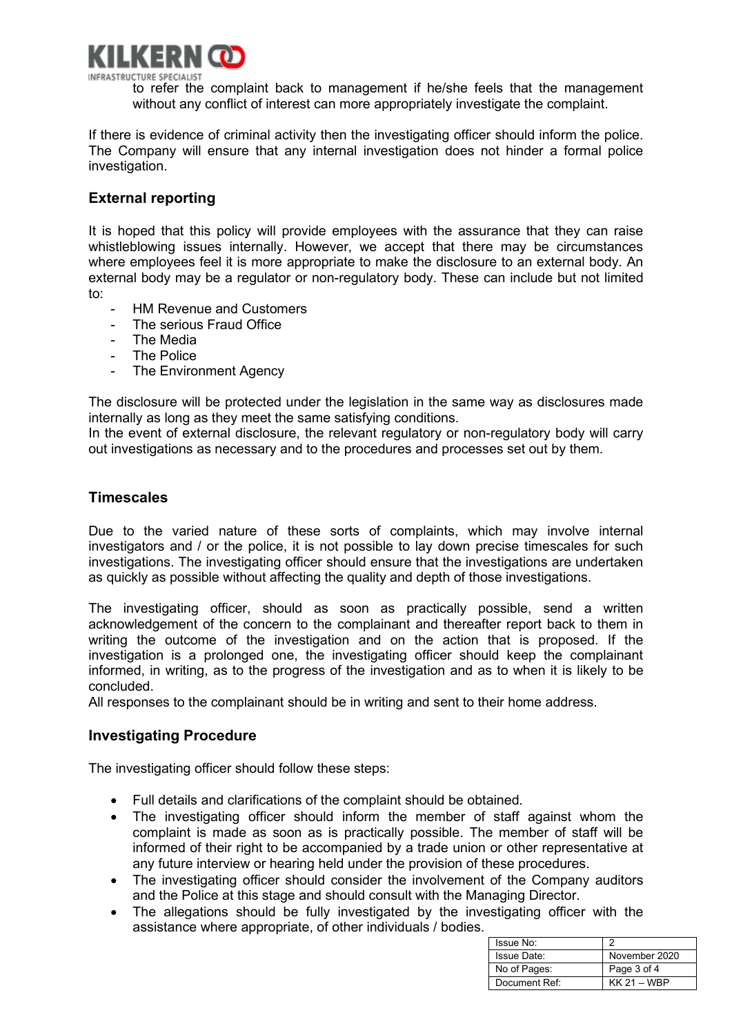to refer the complaint back to management if he/she feels that the management without any conflict of interest can more appropriately investigate the complaint.

If there is evidence of criminal activity then the investigating officer should inform the police. The Company will ensure that any internal investigation does not hinder a formal police investigation.

### External reporting

It is hoped that this policy will provide employees with the assurance that they can raise whistleblowing issues internally. However, we accept that there may be circumstances where employees feel it is more appropriate to make the disclosure to an external body. An external body may be a regulator or non-regulatory body. These can include but not limited to:

- HM Revenue and Customers
- The serious Fraud Office
- The Media
- The Police
- The Environment Agency

The disclosure will be protected under the legislation in the same way as disclosures made internally as long as they meet the same satisfying conditions.
In the event of external disclosure, the relevant regulatory or non-regulatory body will carry out investigations as necessary and to the procedures and processes set out by them.

### Timescales

Due to the varied nature of these sorts of complaints, which may involve internal investigators and / or the police, it is not possible to lay down precise timescales for such investigations. The investigating officer should ensure that the investigations are undertaken as quickly as possible without affecting the quality and depth of those investigations.

The investigating officer, should as soon as practically possible, send a written acknowledgement of the concern to the complainant and thereafter report back to them in writing the outcome of the investigation and on the action that is proposed. If the investigation is a prolonged one, the investigating officer should keep the complainant informed, in writing, as to the progress of the investigation and as to when it is likely to be concluded.
All responses to the complainant should be in writing and sent to their home address.

### Investigating Procedure

The investigating officer should follow these steps:

- Full details and clarifications of the complaint should be obtained.
- The investigating officer should inform the member of staff against whom the complaint is made as soon as is practically possible. The member of staff will be informed of their right to be accompanied by a trade union or other representative at any future interview or hearing held under the provision of these procedures.
- The investigating officer should consider the involvement of the Company auditors and the Police at this stage and should consult with the Managing Director.
- The allegations should be fully investigated by the investigating officer with the assistance where appropriate, of other individuals / bodies.

| Issue No: | 2 |
| --- | --- |
| Issue Date: | November 2020 |
| No of Pages: | Page 3 of 4 |
| Document Ref: | KK 21 – WBP |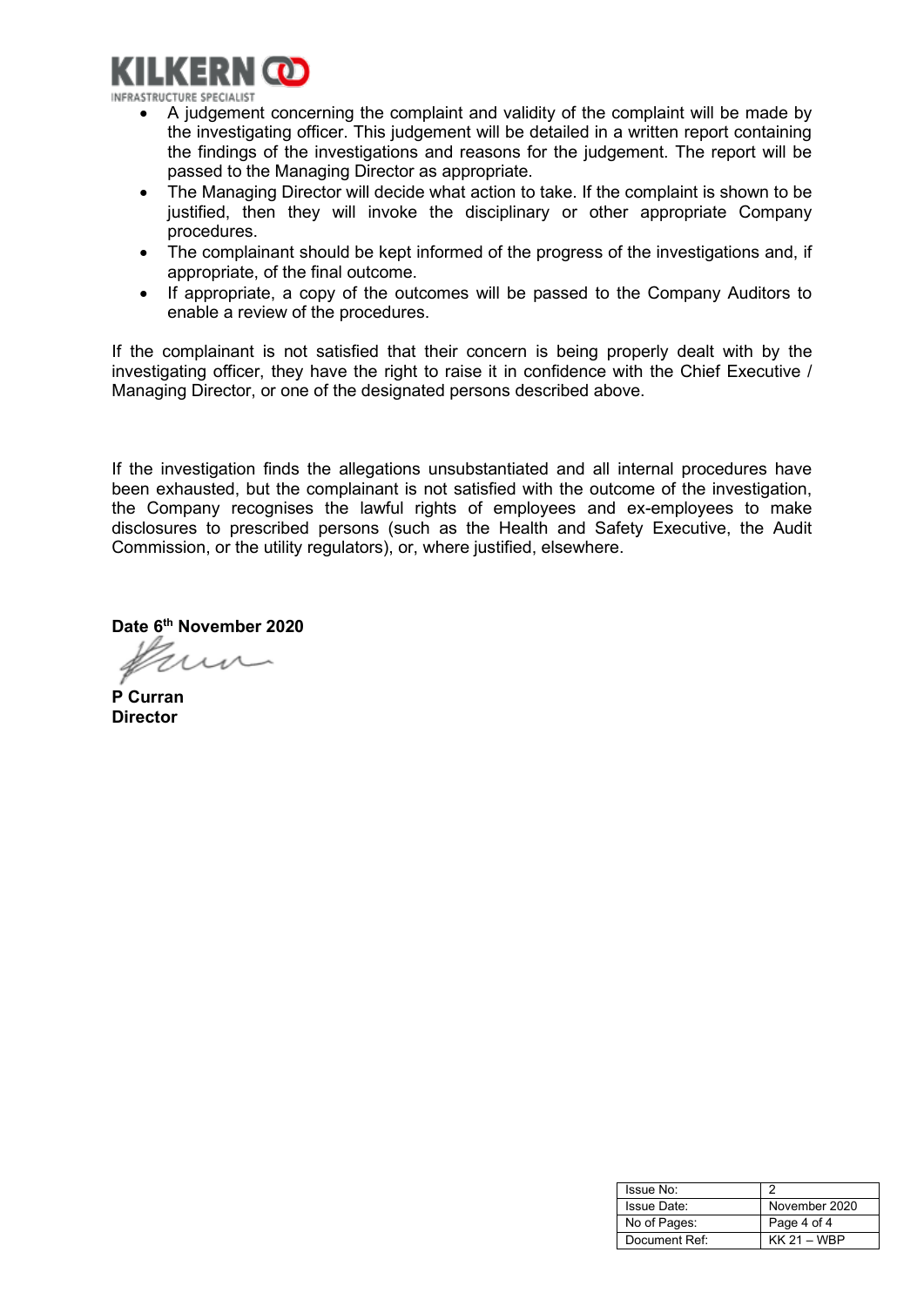- A judgement concerning the complaint and validity of the complaint will be made by the investigating officer. This judgement will be detailed in a written report containing the findings of the investigations and reasons for the judgement. The report will be passed to the Managing Director as appropriate.
- The Managing Director will decide what action to take. If the complaint is shown to be justified, then they will invoke the disciplinary or other appropriate Company procedures.
- The complainant should be kept informed of the progress of the investigations and, if appropriate, of the final outcome.
- If appropriate, a copy of the outcomes will be passed to the Company Auditors to enable a review of the procedures.

If the complainant is not satisfied that their concern is being properly dealt with by the investigating officer, they have the right to raise it in confidence with the Chief Executive / Managing Director, or one of the designated persons described above.

If the investigation finds the allegations unsubstantiated and all internal procedures have been exhausted, but the complainant is not satisfied with the outcome of the investigation, the Company recognises the lawful rights of employees and ex-employees to make disclosures to prescribed persons (such as the Health and Safety Executive, the Audit Commission, or the utility regulators), or, where justified, elsewhere.

**Date 6th November 2020**

**P Curran**
**Director**

| | |
|---|---|
| Issue No: | 2 |
| Issue Date: | November 2020 |
| No of Pages: | Page 4 of 4 |
| Document Ref: | KK 21 – WBP |